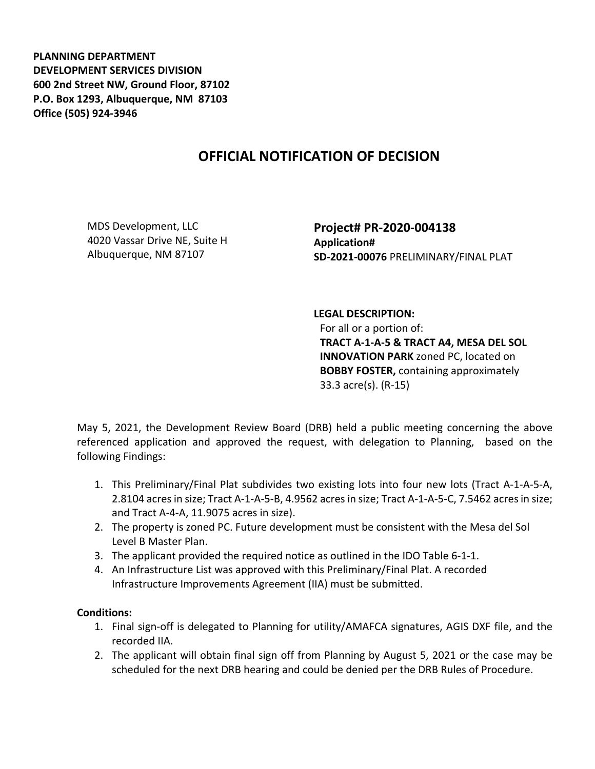**PLANNING DEPARTMENT**
**DEVELOPMENT SERVICES DIVISION**
**600 2nd Street NW, Ground Floor, 87102**
**P.O. Box 1293, Albuquerque, NM 87103**
**Office (505) 924-3946**

# OFFICIAL NOTIFICATION OF DECISION

MDS Development, LLC
4020 Vassar Drive NE, Suite H
Albuquerque, NM 87107

**Project# PR-2020-004138**
**Application#**
**SD-2021-00076** PRELIMINARY/FINAL PLAT

**LEGAL DESCRIPTION:**
For all or a portion of:
**TRACT A-1-A-5 & TRACT A4, MESA DEL SOL INNOVATION PARK** zoned PC, located on **BOBBY FOSTER,** containing approximately 33.3 acre(s). (R-15)

May 5, 2021, the Development Review Board (DRB) held a public meeting concerning the above referenced application and approved the request, with delegation to Planning, based on the following Findings:

1. This Preliminary/Final Plat subdivides two existing lots into four new lots (Tract A-1-A-5-A, 2.8104 acres in size; Tract A-1-A-5-B, 4.9562 acres in size; Tract A-1-A-5-C, 7.5462 acres in size; and Tract A-4-A, 11.9075 acres in size).
2. The property is zoned PC. Future development must be consistent with the Mesa del Sol Level B Master Plan.
3. The applicant provided the required notice as outlined in the IDO Table 6-1-1.
4. An Infrastructure List was approved with this Preliminary/Final Plat. A recorded Infrastructure Improvements Agreement (IIA) must be submitted.

**Conditions:**

1. Final sign-off is delegated to Planning for utility/AMAFCA signatures, AGIS DXF file, and the recorded IIA.
2. The applicant will obtain final sign off from Planning by August 5, 2021 or the case may be scheduled for the next DRB hearing and could be denied per the DRB Rules of Procedure.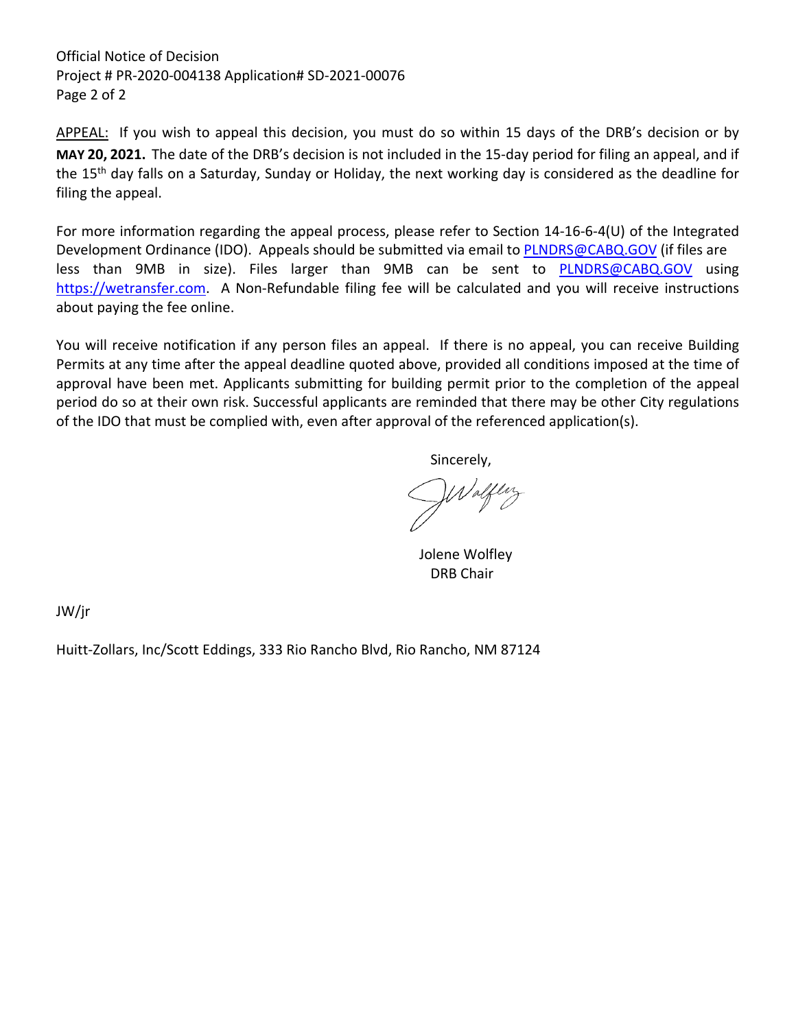APPEAL: If you wish to appeal this decision, you must do so within 15 days of the DRB's decision or by **MAY 20, 2021.** The date of the DRB's decision is not included in the 15-day period for filing an appeal, and if the 15th day falls on a Saturday, Sunday or Holiday, the next working day is considered as the deadline for filing the appeal.

For more information regarding the appeal process, please refer to Section 14-16-6-4(U) of the Integrated Development Ordinance (IDO). Appeals should be submitted via email to PLNDRS@CABQ.GOV (if files are less than 9MB in size). Files larger than 9MB can be sent to PLNDRS@CABQ.GOV using https://wetransfer.com. A Non-Refundable filing fee will be calculated and you will receive instructions about paying the fee online.

You will receive notification if any person files an appeal. If there is no appeal, you can receive Building Permits at any time after the appeal deadline quoted above, provided all conditions imposed at the time of approval have been met. Applicants submitting for building permit prior to the completion of the appeal period do so at their own risk. Successful applicants are reminded that there may be other City regulations of the IDO that must be complied with, even after approval of the referenced application(s).

Sincerely,

Jolene Wolfley
DRB Chair

JW/jr

Huitt-Zollars, Inc/Scott Eddings, 333 Rio Rancho Blvd, Rio Rancho, NM 87124